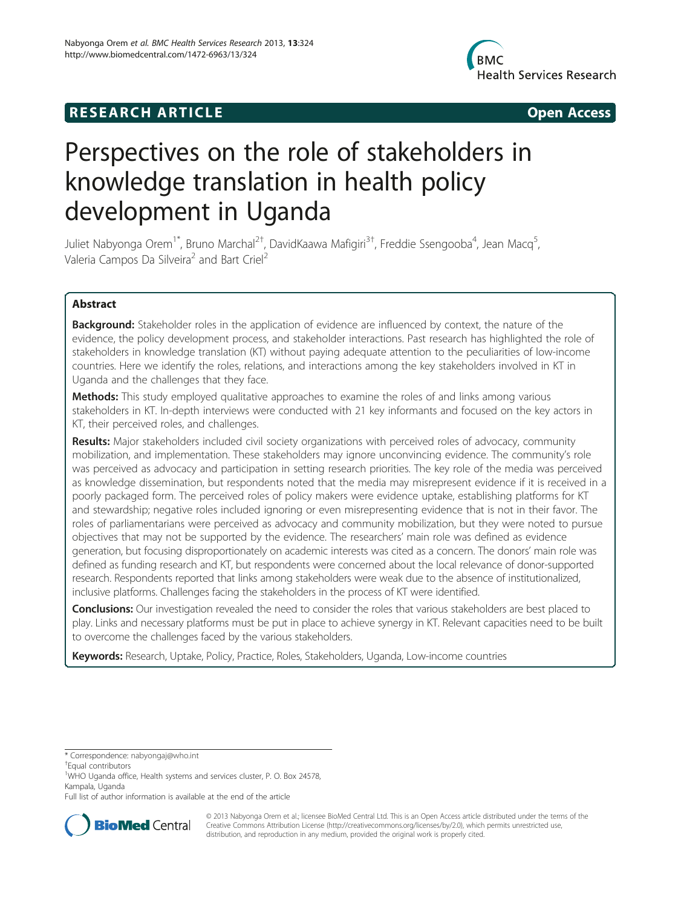RESEARCH ARTICLE Open Access

# Perspectives on the role of stakeholders in knowledge translation in health policy development in Uganda

Juliet Nabyonga Orem[1*], Bruno Marchal[2†], DavidKaawa Mafigiri[3†], Freddie Ssengooba[4], Jean Macq[5], Valeria Campos Da Silveira[2] and Bart Criel[2]

## Abstract

**Background:** Stakeholder roles in the application of evidence are influenced by context, the nature of the evidence, the policy development process, and stakeholder interactions. Past research has highlighted the role of stakeholders in knowledge translation (KT) without paying adequate attention to the peculiarities of low-income countries. Here we identify the roles, relations, and interactions among the key stakeholders involved in KT in Uganda and the challenges that they face.

**Methods:** This study employed qualitative approaches to examine the roles of and links among various stakeholders in KT. In-depth interviews were conducted with 21 key informants and focused on the key actors in KT, their perceived roles, and challenges.

**Results:** Major stakeholders included civil society organizations with perceived roles of advocacy, community mobilization, and implementation. These stakeholders may ignore unconvincing evidence. The community's role was perceived as advocacy and participation in setting research priorities. The key role of the media was perceived as knowledge dissemination, but respondents noted that the media may misrepresent evidence if it is received in a poorly packaged form. The perceived roles of policy makers were evidence uptake, establishing platforms for KT and stewardship; negative roles included ignoring or even misrepresenting evidence that is not in their favor. The roles of parliamentarians were perceived as advocacy and community mobilization, but they were noted to pursue objectives that may not be supported by the evidence. The researchers' main role was defined as evidence generation, but focusing disproportionately on academic interests was cited as a concern. The donors' main role was defined as funding research and KT, but respondents were concerned about the local relevance of donor-supported research. Respondents reported that links among stakeholders were weak due to the absence of institutionalized, inclusive platforms. Challenges facing the stakeholders in the process of KT were identified.

**Conclusions:** Our investigation revealed the need to consider the roles that various stakeholders are best placed to play. Links and necessary platforms must be put in place to achieve synergy in KT. Relevant capacities need to be built to overcome the challenges faced by the various stakeholders.

**Keywords:** Research, Uptake, Policy, Practice, Roles, Stakeholders, Uganda, Low-income countries

\* Correspondence: nabyongaj@who.int

†Equal contributors

[1]WHO Uganda office, Health systems and services cluster, P. O. Box 24578, Kampala, Uganda

Full list of author information is available at the end of the article

© 2013 Nabyonga Orem et al.; licensee BioMed Central Ltd. This is an Open Access article distributed under the terms of the Creative Commons Attribution License (http://creativecommons.org/licenses/by/2.0), which permits unrestricted use, distribution, and reproduction in any medium, provided the original work is properly cited.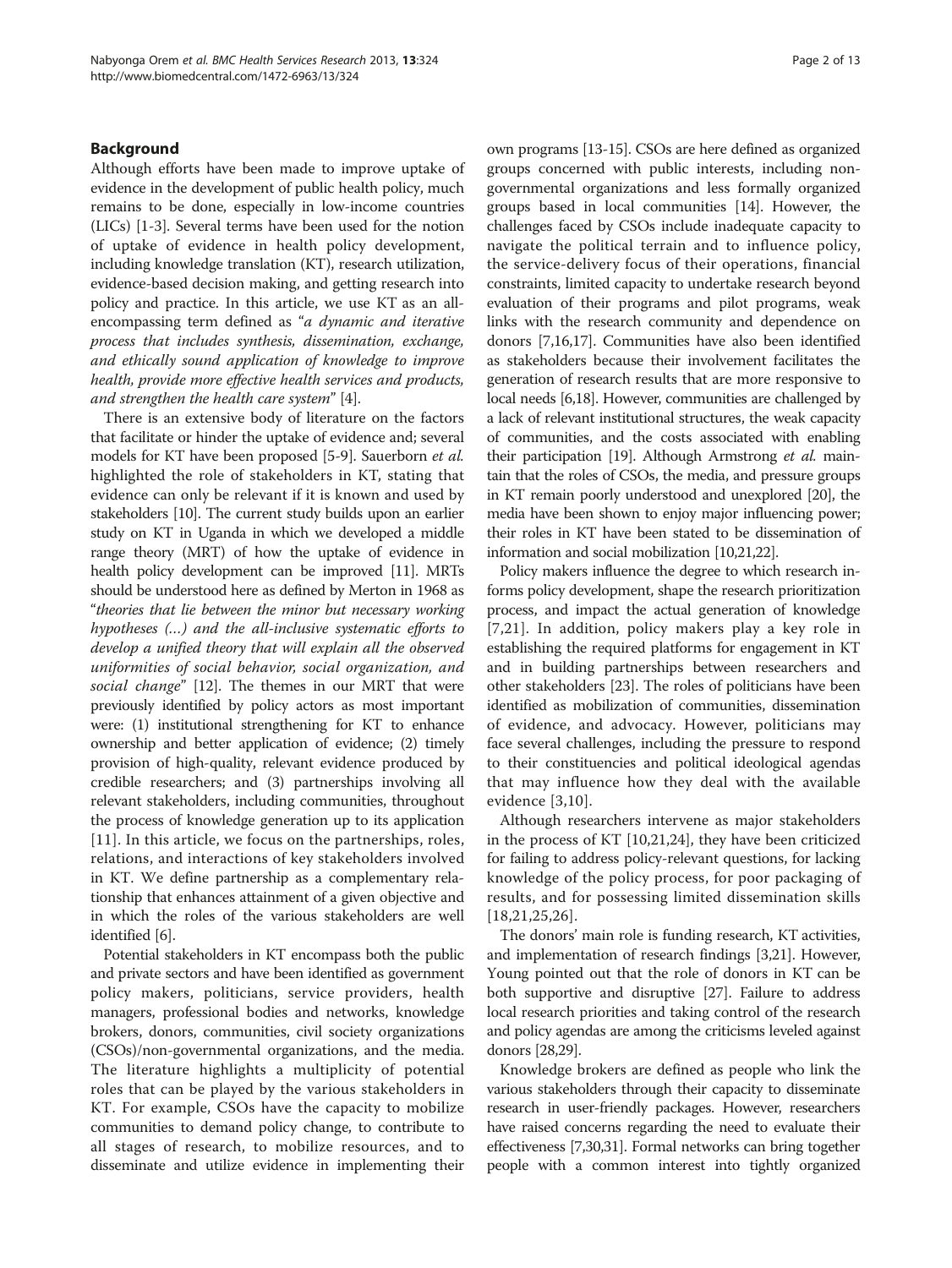## Background

Although efforts have been made to improve uptake of evidence in the development of public health policy, much remains to be done, especially in low-income countries (LICs) [1-3]. Several terms have been used for the notion of uptake of evidence in health policy development, including knowledge translation (KT), research utilization, evidence-based decision making, and getting research into policy and practice. In this article, we use KT as an all-encompassing term defined as "*a dynamic and iterative process that includes synthesis, dissemination, exchange, and ethically sound application of knowledge to improve health, provide more effective health services and products, and strengthen the health care system*" [4].

There is an extensive body of literature on the factors that facilitate or hinder the uptake of evidence and; several models for KT have been proposed [5-9]. Sauerborn *et al.* highlighted the role of stakeholders in KT, stating that evidence can only be relevant if it is known and used by stakeholders [10]. The current study builds upon an earlier study on KT in Uganda in which we developed a middle range theory (MRT) of how the uptake of evidence in health policy development can be improved [11]. MRTs should be understood here as defined by Merton in 1968 as "*theories that lie between the minor but necessary working hypotheses (…) and the all-inclusive systematic efforts to develop a unified theory that will explain all the observed uniformities of social behavior, social organization, and social change*" [12]. The themes in our MRT that were previously identified by policy actors as most important were: (1) institutional strengthening for KT to enhance ownership and better application of evidence; (2) timely provision of high-quality, relevant evidence produced by credible researchers; and (3) partnerships involving all relevant stakeholders, including communities, throughout the process of knowledge generation up to its application [11]. In this article, we focus on the partnerships, roles, relations, and interactions of key stakeholders involved in KT. We define partnership as a complementary relationship that enhances attainment of a given objective and in which the roles of the various stakeholders are well identified [6].

Potential stakeholders in KT encompass both the public and private sectors and have been identified as government policy makers, politicians, service providers, health managers, professional bodies and networks, knowledge brokers, donors, communities, civil society organizations (CSOs)/non-governmental organizations, and the media. The literature highlights a multiplicity of potential roles that can be played by the various stakeholders in KT. For example, CSOs have the capacity to mobilize communities to demand policy change, to contribute to all stages of research, to mobilize resources, and to disseminate and utilize evidence in implementing their own programs [13-15]. CSOs are here defined as organized groups concerned with public interests, including non-governmental organizations and less formally organized groups based in local communities [14]. However, the challenges faced by CSOs include inadequate capacity to navigate the political terrain and to influence policy, the service-delivery focus of their operations, financial constraints, limited capacity to undertake research beyond evaluation of their programs and pilot programs, weak links with the research community and dependence on donors [7,16,17]. Communities have also been identified as stakeholders because their involvement facilitates the generation of research results that are more responsive to local needs [6,18]. However, communities are challenged by a lack of relevant institutional structures, the weak capacity of communities, and the costs associated with enabling their participation [19]. Although Armstrong *et al.* maintain that the roles of CSOs, the media, and pressure groups in KT remain poorly understood and unexplored [20], the media have been shown to enjoy major influencing power; their roles in KT have been stated to be dissemination of information and social mobilization [10,21,22].

Policy makers influence the degree to which research informs policy development, shape the research prioritization process, and impact the actual generation of knowledge [7,21]. In addition, policy makers play a key role in establishing the required platforms for engagement in KT and in building partnerships between researchers and other stakeholders [23]. The roles of politicians have been identified as mobilization of communities, dissemination of evidence, and advocacy. However, politicians may face several challenges, including the pressure to respond to their constituencies and political ideological agendas that may influence how they deal with the available evidence [3,10].

Although researchers intervene as major stakeholders in the process of KT [10,21,24], they have been criticized for failing to address policy-relevant questions, for lacking knowledge of the policy process, for poor packaging of results, and for possessing limited dissemination skills [18,21,25,26].

The donors' main role is funding research, KT activities, and implementation of research findings [3,21]. However, Young pointed out that the role of donors in KT can be both supportive and disruptive [27]. Failure to address local research priorities and taking control of the research and policy agendas are among the criticisms leveled against donors [28,29].

Knowledge brokers are defined as people who link the various stakeholders through their capacity to disseminate research in user-friendly packages. However, researchers have raised concerns regarding the need to evaluate their effectiveness [7,30,31]. Formal networks can bring together people with a common interest into tightly organized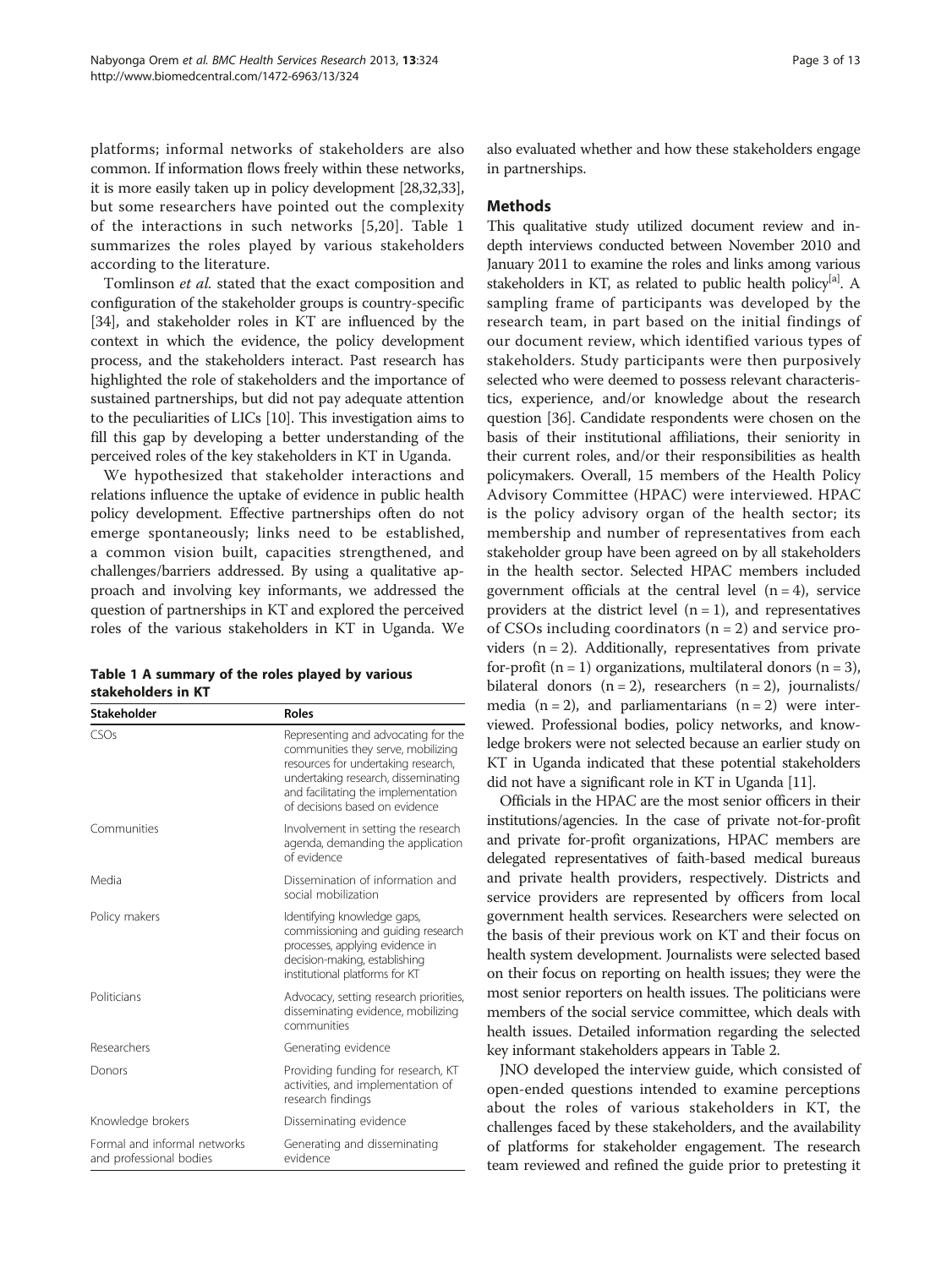platforms; informal networks of stakeholders are also common. If information flows freely within these networks, it is more easily taken up in policy development [28,32,33], but some researchers have pointed out the complexity of the interactions in such networks [5,20]. Table 1 summarizes the roles played by various stakeholders according to the literature.

Tomlinson *et al.* stated that the exact composition and configuration of the stakeholder groups is country-specific [34], and stakeholder roles in KT are influenced by the context in which the evidence, the policy development process, and the stakeholders interact. Past research has highlighted the role of stakeholders and the importance of sustained partnerships, but did not pay adequate attention to the peculiarities of LICs [10]. This investigation aims to fill this gap by developing a better understanding of the perceived roles of the key stakeholders in KT in Uganda.

We hypothesized that stakeholder interactions and relations influence the uptake of evidence in public health policy development. Effective partnerships often do not emerge spontaneously; links need to be established, a common vision built, capacities strengthened, and challenges/barriers addressed. By using a qualitative approach and involving key informants, we addressed the question of partnerships in KT and explored the perceived roles of the various stakeholders in KT in Uganda. We also evaluated whether and how these stakeholders engage in partnerships.

**Table 1 A summary of the roles played by various stakeholders in KT**

| Stakeholder | Roles |
|---|---|
| CSOs | Representing and advocating for the communities they serve, mobilizing resources for undertaking research, undertaking research, disseminating and facilitating the implementation of decisions based on evidence |
| Communities | Involvement in setting the research agenda, demanding the application of evidence |
| Media | Dissemination of information and social mobilization |
| Policy makers | Identifying knowledge gaps, commissioning and guiding research processes, applying evidence in decision-making, establishing institutional platforms for KT |
| Politicians | Advocacy, setting research priorities, disseminating evidence, mobilizing communities |
| Researchers | Generating evidence |
| Donors | Providing funding for research, KT activities, and implementation of research findings |
| Knowledge brokers | Disseminating evidence |
| Formal and informal networks and professional bodies | Generating and disseminating evidence |

## Methods

This qualitative study utilized document review and in-depth interviews conducted between November 2010 and January 2011 to examine the roles and links among various stakeholders in KT, as related to public health policy[a]. A sampling frame of participants was developed by the research team, in part based on the initial findings of our document review, which identified various types of stakeholders. Study participants were then purposively selected who were deemed to possess relevant characteristics, experience, and/or knowledge about the research question [36]. Candidate respondents were chosen on the basis of their institutional affiliations, their seniority in their current roles, and/or their responsibilities as health policymakers. Overall, 15 members of the Health Policy Advisory Committee (HPAC) were interviewed. HPAC is the policy advisory organ of the health sector; its membership and number of representatives from each stakeholder group have been agreed on by all stakeholders in the health sector. Selected HPAC members included government officials at the central level (n = 4), service providers at the district level (n = 1), and representatives of CSOs including coordinators (n = 2) and service providers (n = 2). Additionally, representatives from private for-profit (n = 1) organizations, multilateral donors (n = 3), bilateral donors (n = 2), researchers (n = 2), journalists/media (n = 2), and parliamentarians (n = 2) were interviewed. Professional bodies, policy networks, and knowledge brokers were not selected because an earlier study on KT in Uganda indicated that these potential stakeholders did not have a significant role in KT in Uganda [11].

Officials in the HPAC are the most senior officers in their institutions/agencies. In the case of private not-for-profit and private for-profit organizations, HPAC members are delegated representatives of faith-based medical bureaus and private health providers, respectively. Districts and service providers are represented by officers from local government health services. Researchers were selected on the basis of their previous work on KT and their focus on health system development. Journalists were selected based on their focus on reporting on health issues; they were the most senior reporters on health issues. The politicians were members of the social service committee, which deals with health issues. Detailed information regarding the selected key informant stakeholders appears in Table 2.

JNO developed the interview guide, which consisted of open-ended questions intended to examine perceptions about the roles of various stakeholders in KT, the challenges faced by these stakeholders, and the availability of platforms for stakeholder engagement. The research team reviewed and refined the guide prior to pretesting it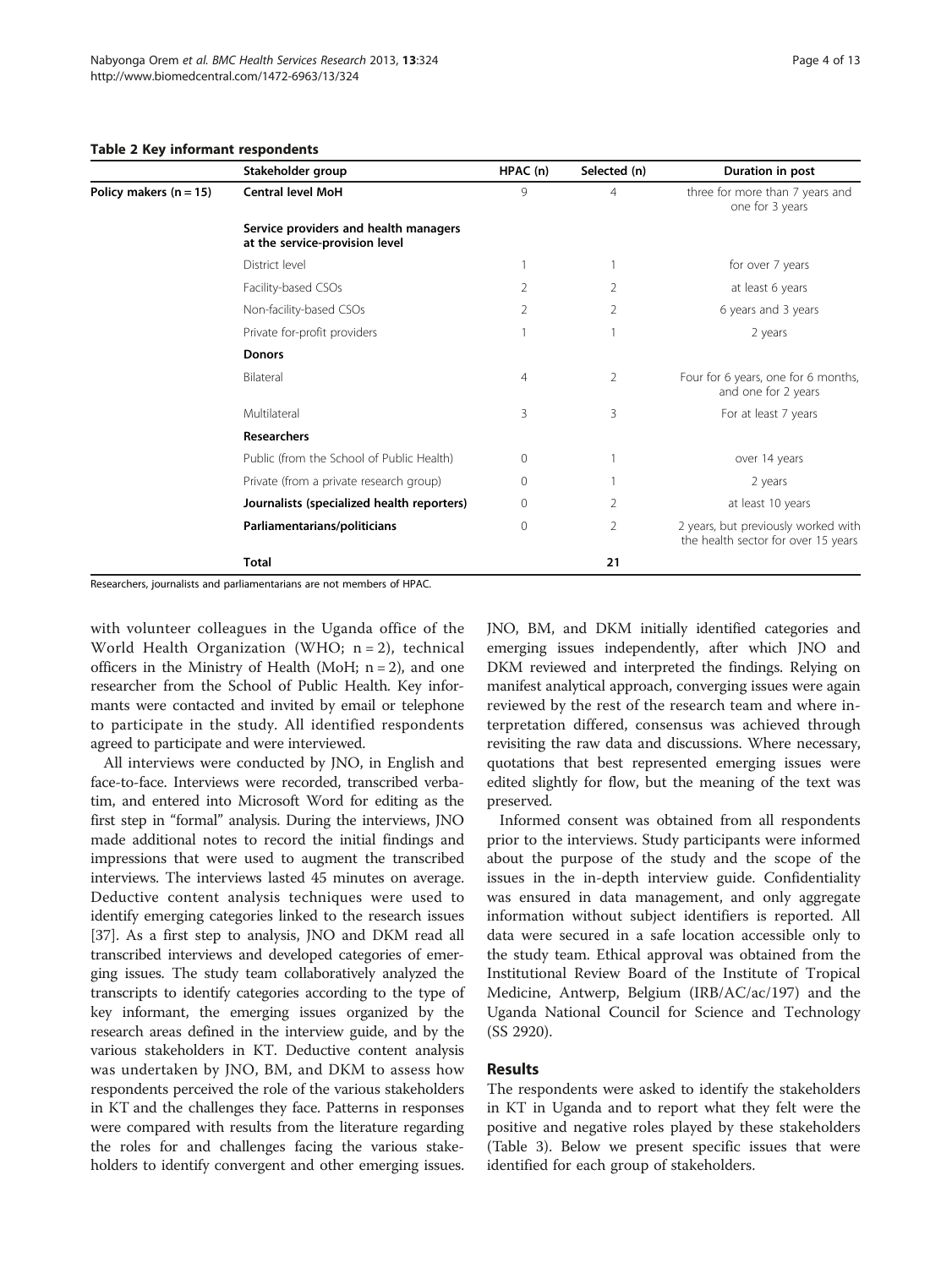**Table 2 Key informant respondents**

| | Stakeholder group | HPAC (n) | Selected (n) | Duration in post |
|---|---|---|---|---|
| **Policy makers (n = 15)** | **Central level MoH** | 9 | 4 | three for more than 7 years and one for 3 years |
| | **Service providers and health managers at the service-provision level** | | | |
| | District level | 1 | 1 | for over 7 years |
| | Facility-based CSOs | 2 | 2 | at least 6 years |
| | Non-facility-based CSOs | 2 | 2 | 6 years and 3 years |
| | Private for-profit providers | 1 | 1 | 2 years |
| | **Donors** | | | |
| | Bilateral | 4 | 2 | Four for 6 years, one for 6 months, and one for 2 years |
| | Multilateral | 3 | 3 | For at least 7 years |
| | **Researchers** | | | |
| | Public (from the School of Public Health) | 0 | 1 | over 14 years |
| | Private (from a private research group) | 0 | 1 | 2 years |
| | **Journalists (specialized health reporters)** | 0 | 2 | at least 10 years |
| | **Parliamentarians/politicians** | 0 | 2 | 2 years, but previously worked with the health sector for over 15 years |
| | **Total** | | **21** | |

Researchers, journalists and parliamentarians are not members of HPAC.

with volunteer colleagues in the Uganda office of the World Health Organization (WHO; n = 2), technical officers in the Ministry of Health (MoH; n = 2), and one researcher from the School of Public Health. Key informants were contacted and invited by email or telephone to participate in the study. All identified respondents agreed to participate and were interviewed.

All interviews were conducted by JNO, in English and face-to-face. Interviews were recorded, transcribed verbatim, and entered into Microsoft Word for editing as the first step in "formal" analysis. During the interviews, JNO made additional notes to record the initial findings and impressions that were used to augment the transcribed interviews. The interviews lasted 45 minutes on average. Deductive content analysis techniques were used to identify emerging categories linked to the research issues [37]. As a first step to analysis, JNO and DKM read all transcribed interviews and developed categories of emerging issues. The study team collaboratively analyzed the transcripts to identify categories according to the type of key informant, the emerging issues organized by the research areas defined in the interview guide, and by the various stakeholders in KT. Deductive content analysis was undertaken by JNO, BM, and DKM to assess how respondents perceived the role of the various stakeholders in KT and the challenges they face. Patterns in responses were compared with results from the literature regarding the roles for and challenges facing the various stakeholders to identify convergent and other emerging issues. JNO, BM, and DKM initially identified categories and emerging issues independently, after which JNO and DKM reviewed and interpreted the findings. Relying on manifest analytical approach, converging issues were again reviewed by the rest of the research team and where interpretation differed, consensus was achieved through revisiting the raw data and discussions. Where necessary, quotations that best represented emerging issues were edited slightly for flow, but the meaning of the text was preserved.

Informed consent was obtained from all respondents prior to the interviews. Study participants were informed about the purpose of the study and the scope of the issues in the in-depth interview guide. Confidentiality was ensured in data management, and only aggregate information without subject identifiers is reported. All data were secured in a safe location accessible only to the study team. Ethical approval was obtained from the Institutional Review Board of the Institute of Tropical Medicine, Antwerp, Belgium (IRB/AC/ac/197) and the Uganda National Council for Science and Technology (SS 2920).

## Results

The respondents were asked to identify the stakeholders in KT in Uganda and to report what they felt were the positive and negative roles played by these stakeholders (Table 3). Below we present specific issues that were identified for each group of stakeholders.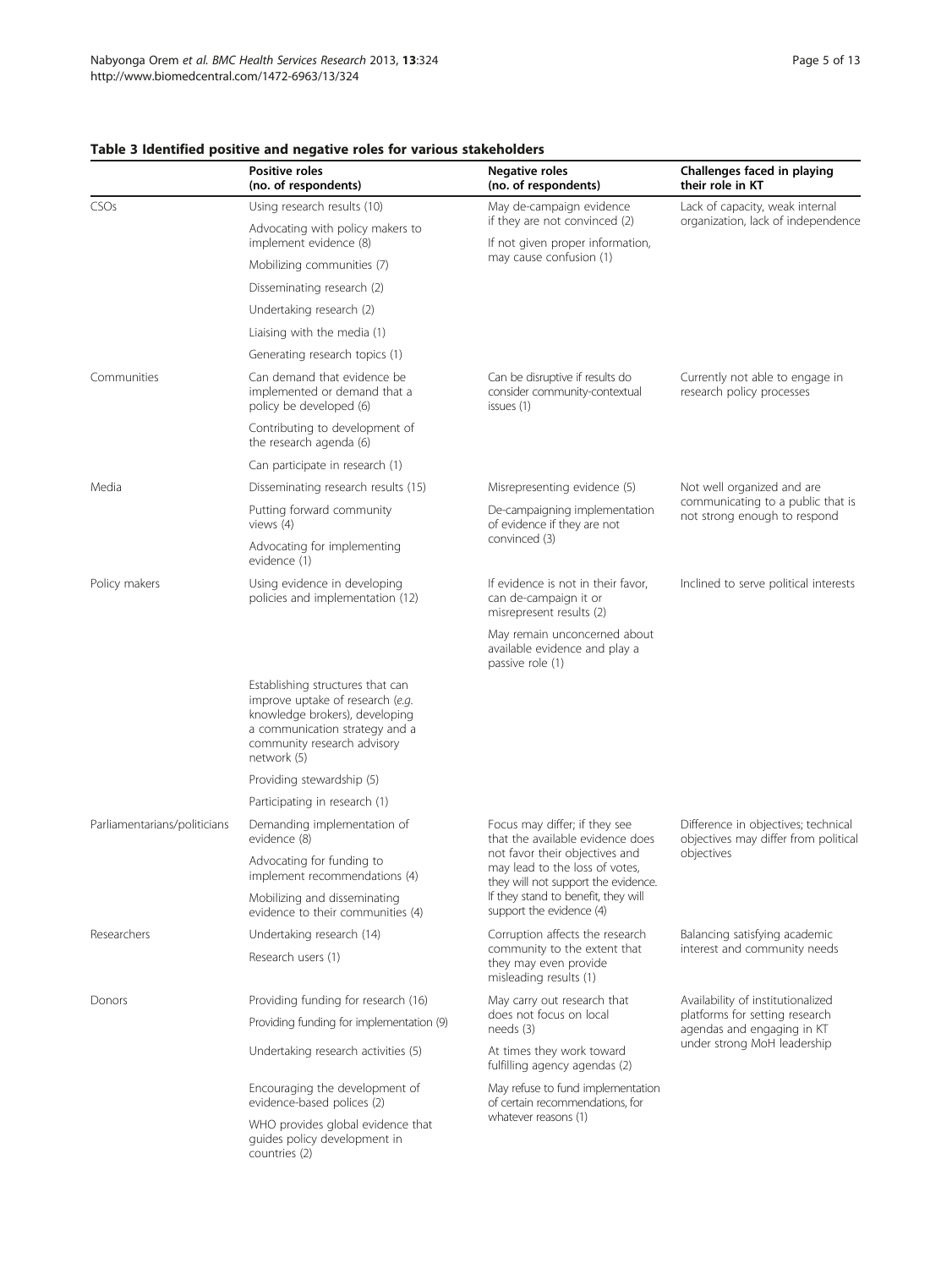**Table 3 Identified positive and negative roles for various stakeholders**

| | Positive roles (no. of respondents) | Negative roles (no. of respondents) | Challenges faced in playing their role in KT |
|---|---|---|---|
| CSOs | Using research results (10) | May de-campaign evidence if they are not convinced (2) | Lack of capacity, weak internal organization, lack of independence |
| | Advocating with policy makers to implement evidence (8) | If not given proper information, may cause confusion (1) | |
| | Mobilizing communities (7) | | |
| | Disseminating research (2) | | |
| | Undertaking research (2) | | |
| | Liaising with the media (1) | | |
| | Generating research topics (1) | | |
| Communities | Can demand that evidence be implemented or demand that a policy be developed (6) | Can be disruptive if results do consider community-contextual issues (1) | Currently not able to engage in research policy processes |
| | Contributing to development of the research agenda (6) | | |
| | Can participate in research (1) | | |
| Media | Disseminating research results (15) | Misrepresenting evidence (5) | Not well organized and are communicating to a public that is not strong enough to respond |
| | Putting forward community views (4) | De-campaigning implementation of evidence if they are not convinced (3) | |
| | Advocating for implementing evidence (1) | | |
| Policy makers | Using evidence in developing policies and implementation (12) | If evidence is not in their favor, can de-campaign it or misrepresent results (2) | Inclined to serve political interests |
| | | May remain unconcerned about available evidence and play a passive role (1) | |
| | Establishing structures that can improve uptake of research (*e.g.* knowledge brokers), developing a communication strategy and a community research advisory network (5) | | |
| | Providing stewardship (5) | | |
| | Participating in research (1) | | |
| Parliamentarians/politicians | Demanding implementation of evidence (8) | Focus may differ; if they see that the available evidence does not favor their objectives and may lead to the loss of votes, they will not support the evidence. If they stand to benefit, they will support the evidence (4) | Difference in objectives; technical objectives may differ from political objectives |
| | Advocating for funding to implement recommendations (4) | | |
| | Mobilizing and disseminating evidence to their communities (4) | | |
| Researchers | Undertaking research (14) | Corruption affects the research community to the extent that they may even provide misleading results (1) | Balancing satisfying academic interest and community needs |
| | Research users (1) | | |
| Donors | Providing funding for research (16) | May carry out research that does not focus on local needs (3) | Availability of institutionalized platforms for setting research agendas and engaging in KT under strong MoH leadership |
| | Providing funding for implementation (9) | | |
| | Undertaking research activities (5) | At times they work toward fulfilling agency agendas (2) | |
| | Encouraging the development of evidence-based polices (2) | May refuse to fund implementation of certain recommendations, for whatever reasons (1) | |
| | WHO provides global evidence that guides policy development in countries (2) | | |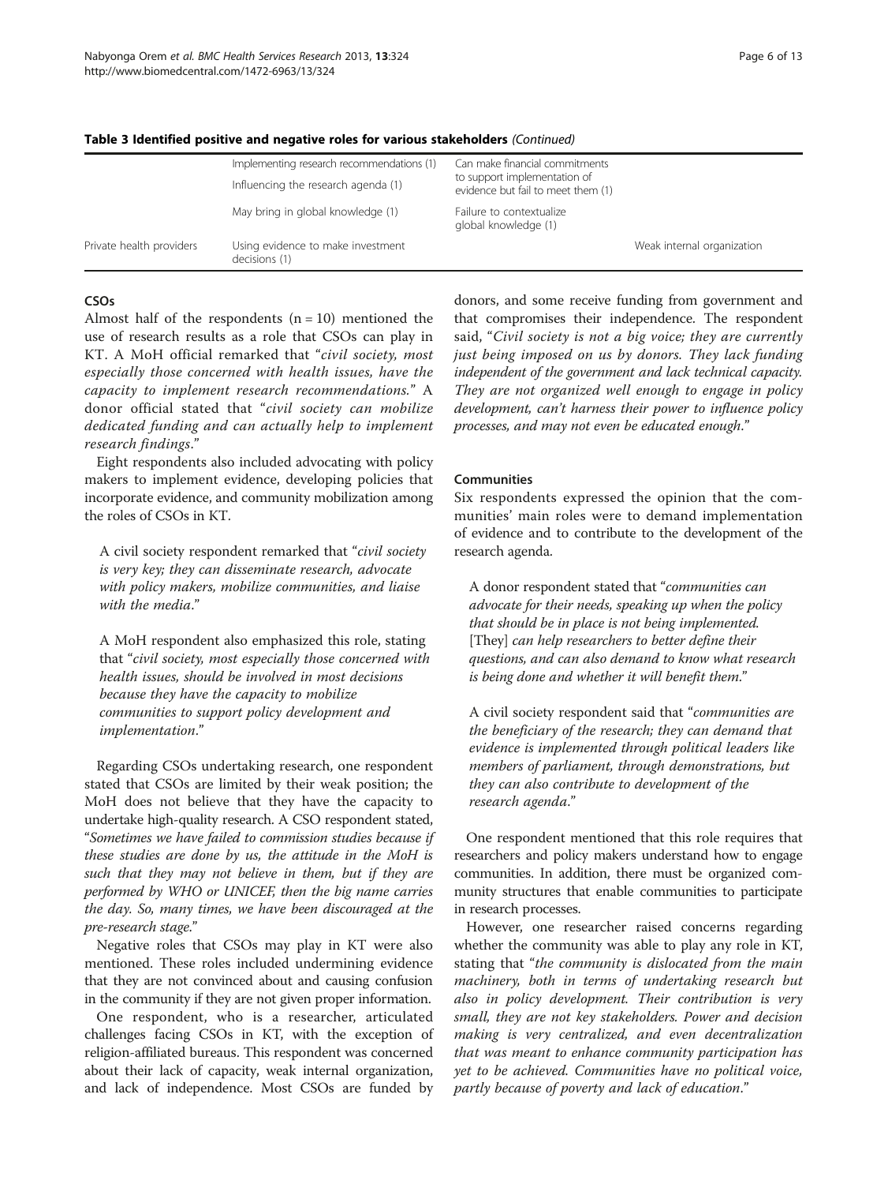**Table 3 Identified positive and negative roles for various stakeholders** *(Continued)*

| | | | |
|---|---|---|---|
| | Implementing research recommendations (1) | Can make financial commitments to support implementation of evidence but fail to meet them (1) | |
| | Influencing the research agenda (1) | | |
| | May bring in global knowledge (1) | Failure to contextualize global knowledge (1) | |
| Private health providers | Using evidence to make investment decisions (1) | | Weak internal organization |

### CSOs

Almost half of the respondents (n = 10) mentioned the use of research results as a role that CSOs can play in KT. A MoH official remarked that "*civil society, most especially those concerned with health issues, have the capacity to implement research recommendations.*" A donor official stated that "*civil society can mobilize dedicated funding and can actually help to implement research findings*."

Eight respondents also included advocating with policy makers to implement evidence, developing policies that incorporate evidence, and community mobilization among the roles of CSOs in KT.

> A civil society respondent remarked that "*civil society is very key; they can disseminate research, advocate with policy makers, mobilize communities, and liaise with the media*."

> A MoH respondent also emphasized this role, stating that "*civil society, most especially those concerned with health issues, should be involved in most decisions because they have the capacity to mobilize communities to support policy development and implementation*."

Regarding CSOs undertaking research, one respondent stated that CSOs are limited by their weak position; the MoH does not believe that they have the capacity to undertake high-quality research. A CSO respondent stated, "*Sometimes we have failed to commission studies because if these studies are done by us, the attitude in the MoH is such that they may not believe in them, but if they are performed by WHO or UNICEF, then the big name carries the day. So, many times, we have been discouraged at the pre-research stage.*"

Negative roles that CSOs may play in KT were also mentioned. These roles included undermining evidence that they are not convinced about and causing confusion in the community if they are not given proper information.

One respondent, who is a researcher, articulated challenges facing CSOs in KT, with the exception of religion-affiliated bureaus. This respondent was concerned about their lack of capacity, weak internal organization, and lack of independence. Most CSOs are funded by donors, and some receive funding from government and that compromises their independence. The respondent said, "*Civil society is not a big voice; they are currently just being imposed on us by donors. They lack funding independent of the government and lack technical capacity. They are not organized well enough to engage in policy development, can't harness their power to influence policy processes, and may not even be educated enough.*"

### Communities

Six respondents expressed the opinion that the communities' main roles were to demand implementation of evidence and to contribute to the development of the research agenda.

> A donor respondent stated that "*communities can advocate for their needs, speaking up when the policy that should be in place is not being implemented.* [They] *can help researchers to better define their questions, and can also demand to know what research is being done and whether it will benefit them.*"

> A civil society respondent said that "*communities are the beneficiary of the research; they can demand that evidence is implemented through political leaders like members of parliament, through demonstrations, but they can also contribute to development of the research agenda.*"

One respondent mentioned that this role requires that researchers and policy makers understand how to engage communities. In addition, there must be organized community structures that enable communities to participate in research processes.

However, one researcher raised concerns regarding whether the community was able to play any role in KT, stating that "*the community is dislocated from the main machinery, both in terms of undertaking research but also in policy development. Their contribution is very small, they are not key stakeholders. Power and decision making is very centralized, and even decentralization that was meant to enhance community participation has yet to be achieved. Communities have no political voice, partly because of poverty and lack of education.*"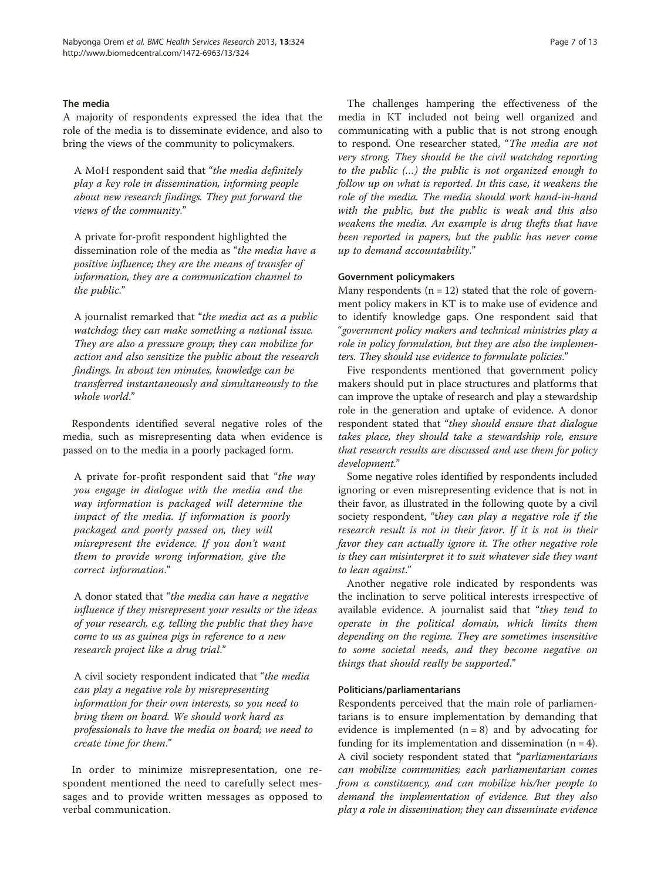### The media

A majority of respondents expressed the idea that the role of the media is to disseminate evidence, and also to bring the views of the community to policymakers.

> A MoH respondent said that "*the media definitely play a key role in dissemination, informing people about new research findings. They put forward the views of the community*."

> A private for-profit respondent highlighted the dissemination role of the media as "*the media have a positive influence; they are the means of transfer of information, they are a communication channel to the public*."

> A journalist remarked that "*the media act as a public watchdog; they can make something a national issue. They are also a pressure group; they can mobilize for action and also sensitize the public about the research findings. In about ten minutes, knowledge can be transferred instantaneously and simultaneously to the whole world*."

Respondents identified several negative roles of the media, such as misrepresenting data when evidence is passed on to the media in a poorly packaged form.

> A private for-profit respondent said that "*the way you engage in dialogue with the media and the way information is packaged will determine the impact of the media. If information is poorly packaged and poorly passed on, they will misrepresent the evidence. If you don't want them to provide wrong information, give the correct information*."

> A donor stated that "*the media can have a negative influence if they misrepresent your results or the ideas of your research, e.g. telling the public that they have come to us as guinea pigs in reference to a new research project like a drug trial*."

> A civil society respondent indicated that "*the media can play a negative role by misrepresenting information for their own interests, so you need to bring them on board. We should work hard as professionals to have the media on board; we need to create time for them*."

In order to minimize misrepresentation, one respondent mentioned the need to carefully select messages and to provide written messages as opposed to verbal communication.

The challenges hampering the effectiveness of the media in KT included not being well organized and communicating with a public that is not strong enough to respond. One researcher stated, "*The media are not very strong. They should be the civil watchdog reporting to the public (…) the public is not organized enough to follow up on what is reported. In this case, it weakens the role of the media. The media should work hand-in-hand with the public, but the public is weak and this also weakens the media. An example is drug thefts that have been reported in papers, but the public has never come up to demand accountability*."

### Government policymakers

Many respondents (n = 12) stated that the role of government policy makers in KT is to make use of evidence and to identify knowledge gaps. One respondent said that "*government policy makers and technical ministries play a role in policy formulation, but they are also the implementers. They should use evidence to formulate policies*."

Five respondents mentioned that government policy makers should put in place structures and platforms that can improve the uptake of research and play a stewardship role in the generation and uptake of evidence. A donor respondent stated that "*they should ensure that dialogue takes place, they should take a stewardship role, ensure that research results are discussed and use them for policy development*."

Some negative roles identified by respondents included ignoring or even misrepresenting evidence that is not in their favor, as illustrated in the following quote by a civil society respondent, "*they can play a negative role if the research result is not in their favor. If it is not in their favor they can actually ignore it. The other negative role is they can misinterpret it to suit whatever side they want to lean against*."

Another negative role indicated by respondents was the inclination to serve political interests irrespective of available evidence. A journalist said that "*they tend to operate in the political domain, which limits them depending on the regime. They are sometimes insensitive to some societal needs, and they become negative on things that should really be supported*."

### Politicians/parliamentarians

Respondents perceived that the main role of parliamentarians is to ensure implementation by demanding that evidence is implemented (n = 8) and by advocating for funding for its implementation and dissemination (n = 4). A civil society respondent stated that "*parliamentarians can mobilize communities; each parliamentarian comes from a constituency, and can mobilize his/her people to demand the implementation of evidence. But they also play a role in dissemination; they can disseminate evidence*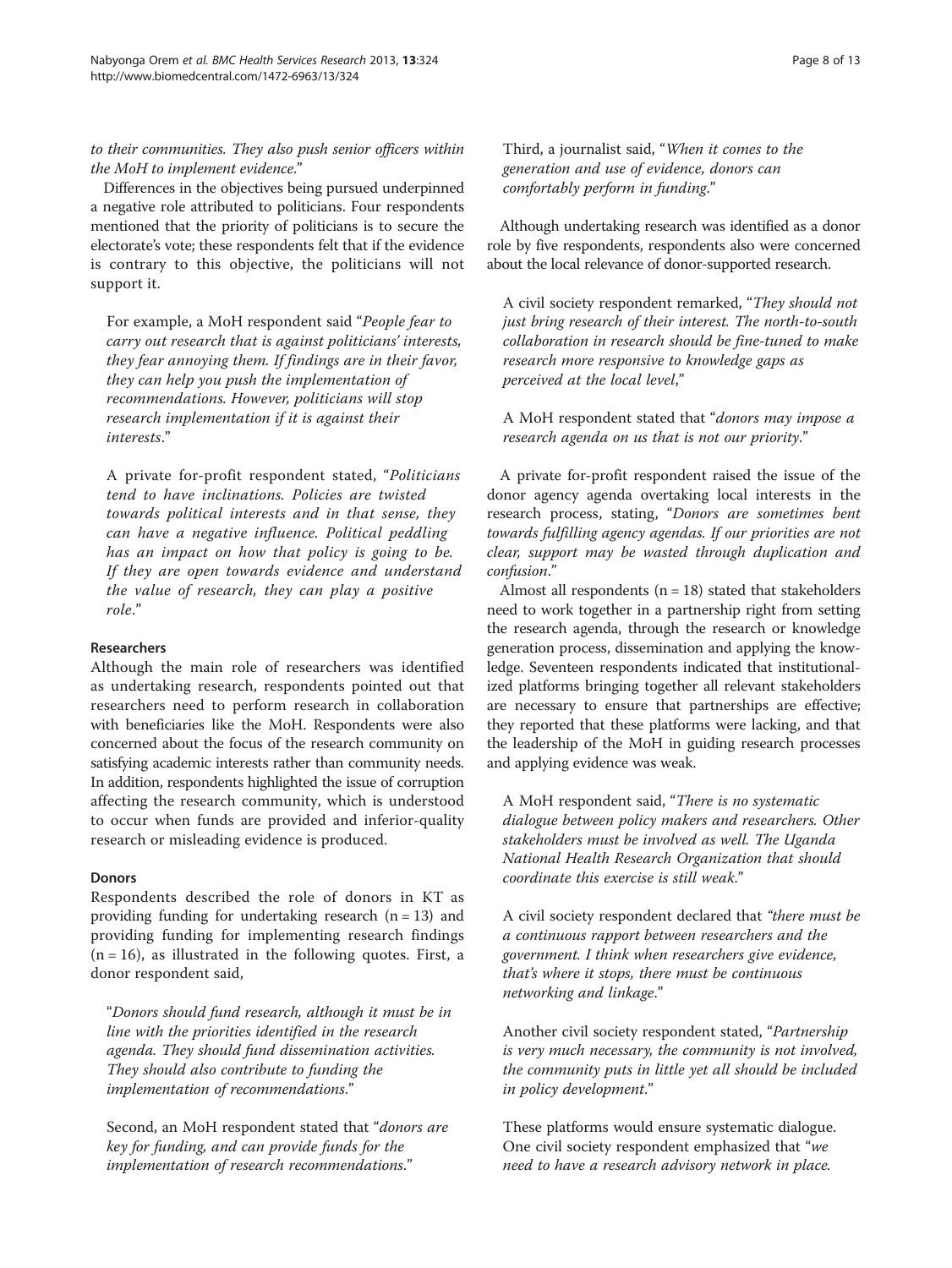*to their communities. They also push senior officers within the MoH to implement evidence*."

Differences in the objectives being pursued underpinned a negative role attributed to politicians. Four respondents mentioned that the priority of politicians is to secure the electorate's vote; these respondents felt that if the evidence is contrary to this objective, the politicians will not support it.

> For example, a MoH respondent said "*People fear to carry out research that is against politicians' interests, they fear annoying them. If findings are in their favor, they can help you push the implementation of recommendations. However, politicians will stop research implementation if it is against their interests*."

> A private for-profit respondent stated, "*Politicians tend to have inclinations. Policies are twisted towards political interests and in that sense, they can have a negative influence. Political peddling has an impact on how that policy is going to be. If they are open towards evidence and understand the value of research, they can play a positive role*."

#### Researchers

Although the main role of researchers was identified as undertaking research, respondents pointed out that researchers need to perform research in collaboration with beneficiaries like the MoH. Respondents were also concerned about the focus of the research community on satisfying academic interests rather than community needs. In addition, respondents highlighted the issue of corruption affecting the research community, which is understood to occur when funds are provided and inferior-quality research or misleading evidence is produced.

#### Donors

Respondents described the role of donors in KT as providing funding for undertaking research (n = 13) and providing funding for implementing research findings (n = 16), as illustrated in the following quotes. First, a donor respondent said,

> "*Donors should fund research, although it must be in line with the priorities identified in the research agenda. They should fund dissemination activities. They should also contribute to funding the implementation of recommendations*."

> Second, an MoH respondent stated that "*donors are key for funding, and can provide funds for the implementation of research recommendations*."

> Third, a journalist said, "*When it comes to the generation and use of evidence, donors can comfortably perform in funding*."

Although undertaking research was identified as a donor role by five respondents, respondents also were concerned about the local relevance of donor-supported research.

> A civil society respondent remarked, "*They should not just bring research of their interest. The north-to-south collaboration in research should be fine-tuned to make research more responsive to knowledge gaps as perceived at the local level*,"

> A MoH respondent stated that "*donors may impose a research agenda on us that is not our priority*."

A private for-profit respondent raised the issue of the donor agency agenda overtaking local interests in the research process, stating, "*Donors are sometimes bent towards fulfilling agency agendas. If our priorities are not clear, support may be wasted through duplication and confusion*."

Almost all respondents (n = 18) stated that stakeholders need to work together in a partnership right from setting the research agenda, through the research or knowledge generation process, dissemination and applying the knowledge. Seventeen respondents indicated that institutionalized platforms bringing together all relevant stakeholders are necessary to ensure that partnerships are effective; they reported that these platforms were lacking, and that the leadership of the MoH in guiding research processes and applying evidence was weak.

> A MoH respondent said, "*There is no systematic dialogue between policy makers and researchers. Other stakeholders must be involved as well. The Uganda National Health Research Organization that should coordinate this exercise is still weak*."

> A civil society respondent declared that *"there must be a continuous rapport between researchers and the government. I think when researchers give evidence, that's where it stops, there must be continuous networking and linkage*."

> Another civil society respondent stated, "*Partnership is very much necessary, the community is not involved, the community puts in little yet all should be included in policy development*."

> These platforms would ensure systematic dialogue. One civil society respondent emphasized that "*we need to have a research advisory network in place.*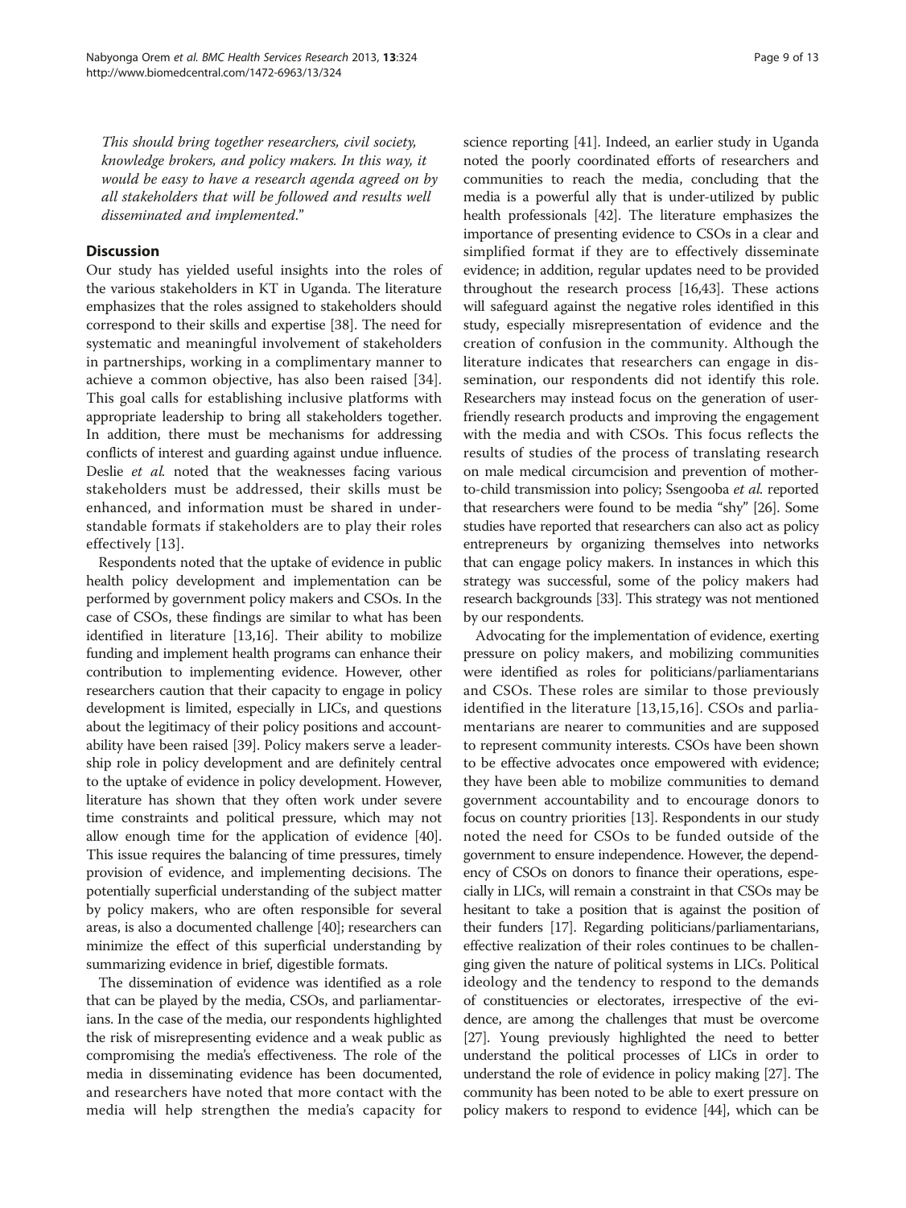*This should bring together researchers, civil society, knowledge brokers, and policy makers. In this way, it would be easy to have a research agenda agreed on by all stakeholders that will be followed and results well disseminated and implemented."*

## Discussion

Our study has yielded useful insights into the roles of the various stakeholders in KT in Uganda. The literature emphasizes that the roles assigned to stakeholders should correspond to their skills and expertise [38]. The need for systematic and meaningful involvement of stakeholders in partnerships, working in a complimentary manner to achieve a common objective, has also been raised [34]. This goal calls for establishing inclusive platforms with appropriate leadership to bring all stakeholders together. In addition, there must be mechanisms for addressing conflicts of interest and guarding against undue influence. Deslie *et al.* noted that the weaknesses facing various stakeholders must be addressed, their skills must be enhanced, and information must be shared in understandable formats if stakeholders are to play their roles effectively [13].

Respondents noted that the uptake of evidence in public health policy development and implementation can be performed by government policy makers and CSOs. In the case of CSOs, these findings are similar to what has been identified in literature [13,16]. Their ability to mobilize funding and implement health programs can enhance their contribution to implementing evidence. However, other researchers caution that their capacity to engage in policy development is limited, especially in LICs, and questions about the legitimacy of their policy positions and accountability have been raised [39]. Policy makers serve a leadership role in policy development and are definitely central to the uptake of evidence in policy development. However, literature has shown that they often work under severe time constraints and political pressure, which may not allow enough time for the application of evidence [40]. This issue requires the balancing of time pressures, timely provision of evidence, and implementing decisions. The potentially superficial understanding of the subject matter by policy makers, who are often responsible for several areas, is also a documented challenge [40]; researchers can minimize the effect of this superficial understanding by summarizing evidence in brief, digestible formats.

The dissemination of evidence was identified as a role that can be played by the media, CSOs, and parliamentarians. In the case of the media, our respondents highlighted the risk of misrepresenting evidence and a weak public as compromising the media's effectiveness. The role of the media in disseminating evidence has been documented, and researchers have noted that more contact with the media will help strengthen the media's capacity for science reporting [41]. Indeed, an earlier study in Uganda noted the poorly coordinated efforts of researchers and communities to reach the media, concluding that the media is a powerful ally that is under-utilized by public health professionals [42]. The literature emphasizes the importance of presenting evidence to CSOs in a clear and simplified format if they are to effectively disseminate evidence; in addition, regular updates need to be provided throughout the research process [16,43]. These actions will safeguard against the negative roles identified in this study, especially misrepresentation of evidence and the creation of confusion in the community. Although the literature indicates that researchers can engage in dissemination, our respondents did not identify this role. Researchers may instead focus on the generation of user-friendly research products and improving the engagement with the media and with CSOs. This focus reflects the results of studies of the process of translating research on male medical circumcision and prevention of mother-to-child transmission into policy; Ssengooba *et al.* reported that researchers were found to be media "shy" [26]. Some studies have reported that researchers can also act as policy entrepreneurs by organizing themselves into networks that can engage policy makers. In instances in which this strategy was successful, some of the policy makers had research backgrounds [33]. This strategy was not mentioned by our respondents.

Advocating for the implementation of evidence, exerting pressure on policy makers, and mobilizing communities were identified as roles for politicians/parliamentarians and CSOs. These roles are similar to those previously identified in the literature [13,15,16]. CSOs and parliamentarians are nearer to communities and are supposed to represent community interests. CSOs have been shown to be effective advocates once empowered with evidence; they have been able to mobilize communities to demand government accountability and to encourage donors to focus on country priorities [13]. Respondents in our study noted the need for CSOs to be funded outside of the government to ensure independence. However, the dependency of CSOs on donors to finance their operations, especially in LICs, will remain a constraint in that CSOs may be hesitant to take a position that is against the position of their funders [17]. Regarding politicians/parliamentarians, effective realization of their roles continues to be challenging given the nature of political systems in LICs. Political ideology and the tendency to respond to the demands of constituencies or electorates, irrespective of the evidence, are among the challenges that must be overcome [27]. Young previously highlighted the need to better understand the political processes of LICs in order to understand the role of evidence in policy making [27]. The community has been noted to be able to exert pressure on policy makers to respond to evidence [44], which can be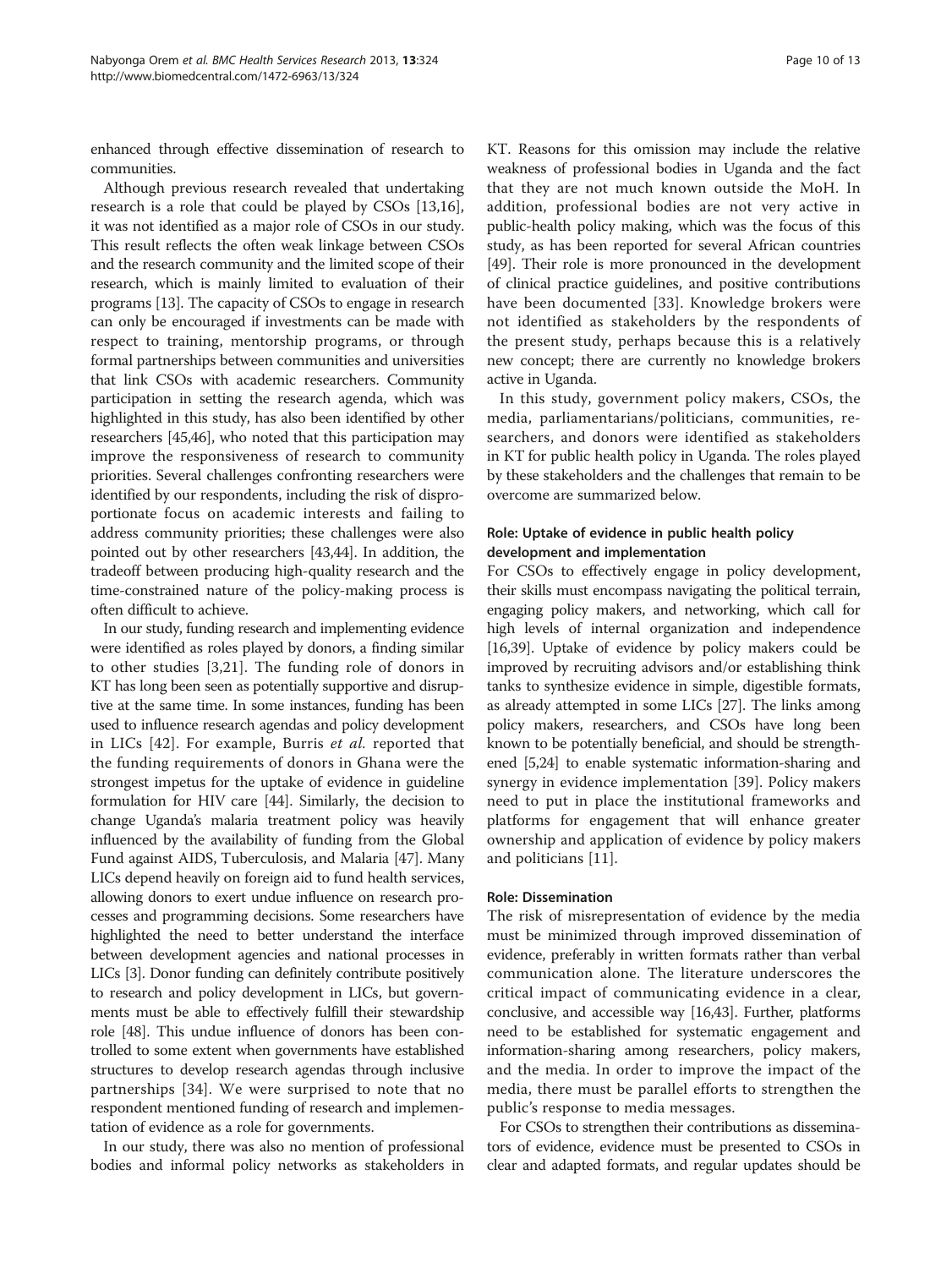enhanced through effective dissemination of research to communities.

Although previous research revealed that undertaking research is a role that could be played by CSOs [13,16], it was not identified as a major role of CSOs in our study. This result reflects the often weak linkage between CSOs and the research community and the limited scope of their research, which is mainly limited to evaluation of their programs [13]. The capacity of CSOs to engage in research can only be encouraged if investments can be made with respect to training, mentorship programs, or through formal partnerships between communities and universities that link CSOs with academic researchers. Community participation in setting the research agenda, which was highlighted in this study, has also been identified by other researchers [45,46], who noted that this participation may improve the responsiveness of research to community priorities. Several challenges confronting researchers were identified by our respondents, including the risk of disproportionate focus on academic interests and failing to address community priorities; these challenges were also pointed out by other researchers [43,44]. In addition, the tradeoff between producing high-quality research and the time-constrained nature of the policy-making process is often difficult to achieve.

In our study, funding research and implementing evidence were identified as roles played by donors, a finding similar to other studies [3,21]. The funding role of donors in KT has long been seen as potentially supportive and disruptive at the same time. In some instances, funding has been used to influence research agendas and policy development in LICs [42]. For example, Burris *et al.* reported that the funding requirements of donors in Ghana were the strongest impetus for the uptake of evidence in guideline formulation for HIV care [44]. Similarly, the decision to change Uganda's malaria treatment policy was heavily influenced by the availability of funding from the Global Fund against AIDS, Tuberculosis, and Malaria [47]. Many LICs depend heavily on foreign aid to fund health services, allowing donors to exert undue influence on research processes and programming decisions. Some researchers have highlighted the need to better understand the interface between development agencies and national processes in LICs [3]. Donor funding can definitely contribute positively to research and policy development in LICs, but governments must be able to effectively fulfill their stewardship role [48]. This undue influence of donors has been controlled to some extent when governments have established structures to develop research agendas through inclusive partnerships [34]. We were surprised to note that no respondent mentioned funding of research and implementation of evidence as a role for governments.

In our study, there was also no mention of professional bodies and informal policy networks as stakeholders in KT. Reasons for this omission may include the relative weakness of professional bodies in Uganda and the fact that they are not much known outside the MoH. In addition, professional bodies are not very active in public-health policy making, which was the focus of this study, as has been reported for several African countries [49]. Their role is more pronounced in the development of clinical practice guidelines, and positive contributions have been documented [33]. Knowledge brokers were not identified as stakeholders by the respondents of the present study, perhaps because this is a relatively new concept; there are currently no knowledge brokers active in Uganda.

In this study, government policy makers, CSOs, the media, parliamentarians/politicians, communities, researchers, and donors were identified as stakeholders in KT for public health policy in Uganda. The roles played by these stakeholders and the challenges that remain to be overcome are summarized below.

### Role: Uptake of evidence in public health policy development and implementation

For CSOs to effectively engage in policy development, their skills must encompass navigating the political terrain, engaging policy makers, and networking, which call for high levels of internal organization and independence [16,39]. Uptake of evidence by policy makers could be improved by recruiting advisors and/or establishing think tanks to synthesize evidence in simple, digestible formats, as already attempted in some LICs [27]. The links among policy makers, researchers, and CSOs have long been known to be potentially beneficial, and should be strengthened [5,24] to enable systematic information-sharing and synergy in evidence implementation [39]. Policy makers need to put in place the institutional frameworks and platforms for engagement that will enhance greater ownership and application of evidence by policy makers and politicians [11].

### Role: Dissemination

The risk of misrepresentation of evidence by the media must be minimized through improved dissemination of evidence, preferably in written formats rather than verbal communication alone. The literature underscores the critical impact of communicating evidence in a clear, conclusive, and accessible way [16,43]. Further, platforms need to be established for systematic engagement and information-sharing among researchers, policy makers, and the media. In order to improve the impact of the media, there must be parallel efforts to strengthen the public's response to media messages.

For CSOs to strengthen their contributions as disseminators of evidence, evidence must be presented to CSOs in clear and adapted formats, and regular updates should be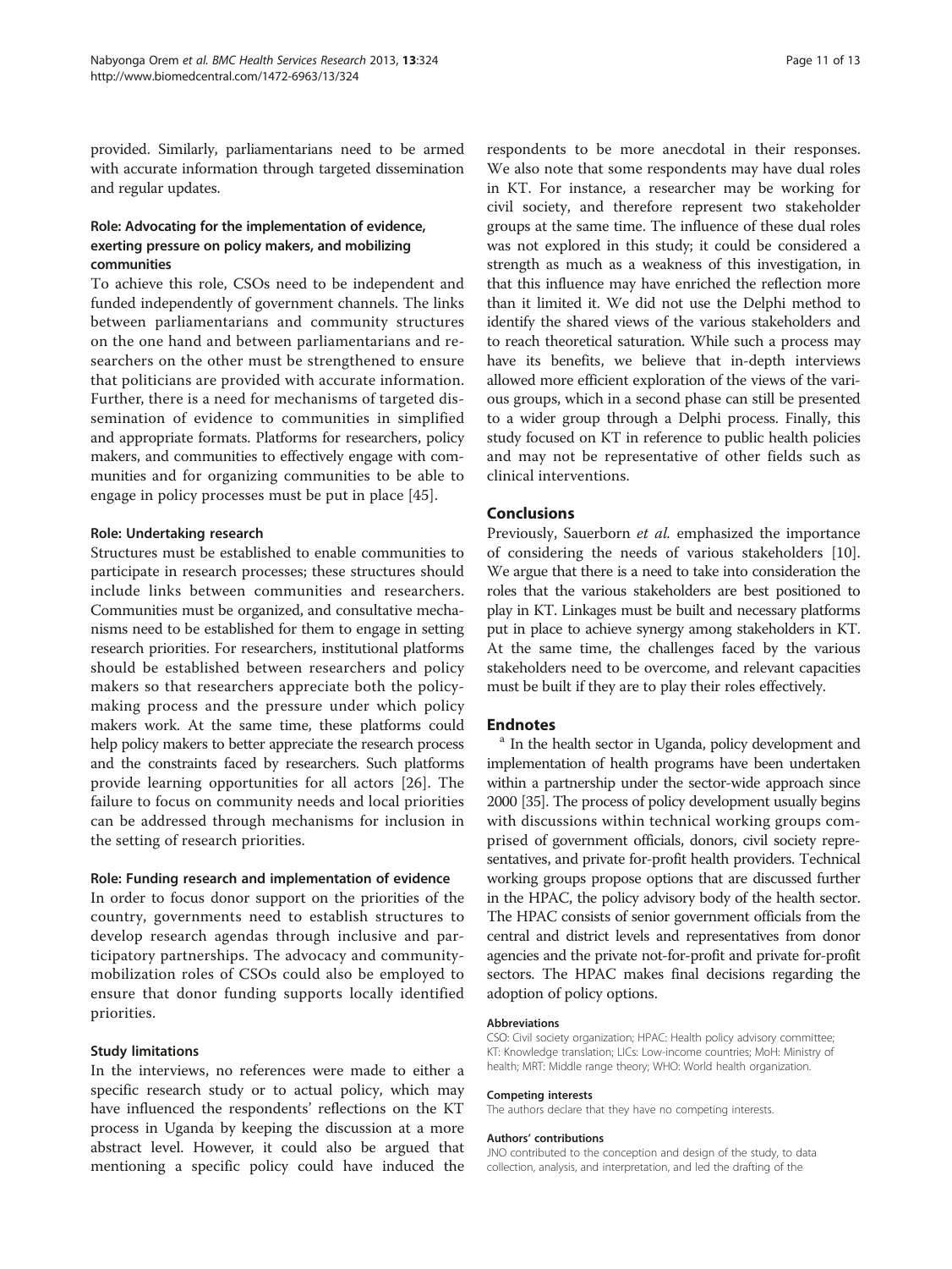provided. Similarly, parliamentarians need to be armed with accurate information through targeted dissemination and regular updates.

#### Role: Advocating for the implementation of evidence, exerting pressure on policy makers, and mobilizing communities

To achieve this role, CSOs need to be independent and funded independently of government channels. The links between parliamentarians and community structures on the one hand and between parliamentarians and researchers on the other must be strengthened to ensure that politicians are provided with accurate information. Further, there is a need for mechanisms of targeted dissemination of evidence to communities in simplified and appropriate formats. Platforms for researchers, policy makers, and communities to effectively engage with communities and for organizing communities to be able to engage in policy processes must be put in place [45].

#### Role: Undertaking research

Structures must be established to enable communities to participate in research processes; these structures should include links between communities and researchers. Communities must be organized, and consultative mechanisms need to be established for them to engage in setting research priorities. For researchers, institutional platforms should be established between researchers and policy makers so that researchers appreciate both the policy-making process and the pressure under which policy makers work. At the same time, these platforms could help policy makers to better appreciate the research process and the constraints faced by researchers. Such platforms provide learning opportunities for all actors [26]. The failure to focus on community needs and local priorities can be addressed through mechanisms for inclusion in the setting of research priorities.

#### Role: Funding research and implementation of evidence

In order to focus donor support on the priorities of the country, governments need to establish structures to develop research agendas through inclusive and participatory partnerships. The advocacy and community-mobilization roles of CSOs could also be employed to ensure that donor funding supports locally identified priorities.

### Study limitations

In the interviews, no references were made to either a specific research study or to actual policy, which may have influenced the respondents' reflections on the KT process in Uganda by keeping the discussion at a more abstract level. However, it could also be argued that mentioning a specific policy could have induced the respondents to be more anecdotal in their responses. We also note that some respondents may have dual roles in KT. For instance, a researcher may be working for civil society, and therefore represent two stakeholder groups at the same time. The influence of these dual roles was not explored in this study; it could be considered a strength as much as a weakness of this investigation, in that this influence may have enriched the reflection more than it limited it. We did not use the Delphi method to identify the shared views of the various stakeholders and to reach theoretical saturation. While such a process may have its benefits, we believe that in-depth interviews allowed more efficient exploration of the views of the various groups, which in a second phase can still be presented to a wider group through a Delphi process. Finally, this study focused on KT in reference to public health policies and may not be representative of other fields such as clinical interventions.

## Conclusions

Previously, Sauerborn *et al.* emphasized the importance of considering the needs of various stakeholders [10]. We argue that there is a need to take into consideration the roles that the various stakeholders are best positioned to play in KT. Linkages must be built and necessary platforms put in place to achieve synergy among stakeholders in KT. At the same time, the challenges faced by the various stakeholders need to be overcome, and relevant capacities must be built if they are to play their roles effectively.

## Endnotes

[a] In the health sector in Uganda, policy development and implementation of health programs have been undertaken within a partnership under the sector-wide approach since 2000 [35]. The process of policy development usually begins with discussions within technical working groups comprised of government officials, donors, civil society representatives, and private for-profit health providers. Technical working groups propose options that are discussed further in the HPAC, the policy advisory body of the health sector. The HPAC consists of senior government officials from the central and district levels and representatives from donor agencies and the private not-for-profit and private for-profit sectors. The HPAC makes final decisions regarding the adoption of policy options.

#### Abbreviations

CSO: Civil society organization; HPAC: Health policy advisory committee; KT: Knowledge translation; LICs: Low-income countries; MoH: Ministry of health; MRT: Middle range theory; WHO: World health organization.

#### Competing interests

The authors declare that they have no competing interests.

#### Authors' contributions

JNO contributed to the conception and design of the study, to data collection, analysis, and interpretation, and led the drafting of the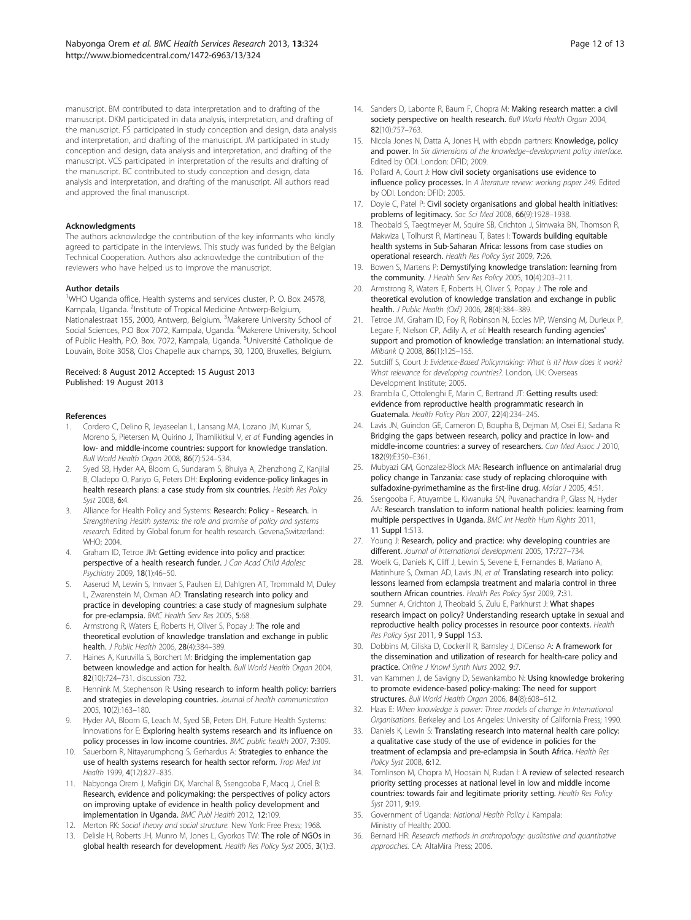manuscript. BM contributed to data interpretation and to drafting of the manuscript. DKM participated in data analysis, interpretation, and drafting of the manuscript. FS participated in study conception and design, data analysis and interpretation, and drafting of the manuscript. JM participated in study conception and design, data analysis and interpretation, and drafting of the manuscript. VCS participated in interpretation of the results and drafting of the manuscript. BC contributed to study conception and design, data analysis and interpretation, and drafting of the manuscript. All authors read and approved the final manuscript.

#### Acknowledgments

The authors acknowledge the contribution of the key informants who kindly agreed to participate in the interviews. This study was funded by the Belgian Technical Cooperation. Authors also acknowledge the contribution of the reviewers who have helped us to improve the manuscript.

#### Author details

[1]WHO Uganda office, Health systems and services cluster, P. O. Box 24578, Kampala, Uganda. [2]Institute of Tropical Medicine Antwerp-Belgium, Nationalestraat 155, 2000, Antwerp, Belgium. [3]Makerere University School of Social Sciences, P.O Box 7072, Kampala, Uganda. [4]Makerere University, School of Public Health, P.O. Box. 7072, Kampala, Uganda. [5]Université Catholique de Louvain, Boite 3058, Clos Chapelle aux champs, 30, 1200, Bruxelles, Belgium.

Received: 8 August 2012 Accepted: 15 August 2013
Published: 19 August 2013

#### References

1. Cordero C, Delino R, Jeyaseelan L, Lansang MA, Lozano JM, Kumar S, Moreno S, Pietersen M, Quirino J, Thamlikitkul V, *et al*: **Funding agencies in low- and middle-income countries: support for knowledge translation.** *Bull World Health Organ* 2008, **86**(7):524–534.
2. Syed SB, Hyder AA, Bloom G, Sundaram S, Bhuiya A, Zhenzhong Z, Kanjilal B, Oladepo O, Pariyo G, Peters DH: **Exploring evidence-policy linkages in health research plans: a case study from six countries.** *Health Res Policy Syst* 2008, **6**:4.
3. Alliance for Health Policy and Systems: **Research: Policy - Research.** In *Strengthening Health systems: the role and promise of policy and systems research.* Edited by Global forum for health research. Gevena,Switzerland: WHO; 2004.
4. Graham ID, Tetroe JM: **Getting evidence into policy and practice: perspective of a health research funder.** *J Can Acad Child Adolesc Psychiatry* 2009, **18**(1):46–50.
5. Aaserud M, Lewin S, Innvaer S, Paulsen EJ, Dahlgren AT, Trommald M, Duley L, Zwarenstein M, Oxman AD: **Translating research into policy and practice in developing countries: a case study of magnesium sulphate for pre-eclampsia.** *BMC Health Serv Res* 2005, **5**:68.
6. Armstrong R, Waters E, Roberts H, Oliver S, Popay J: **The role and theoretical evolution of knowledge translation and exchange in public health.** *J Public Health* 2006, **28**(4):384–389.
7. Haines A, Kuruvilla S, Borchert M: **Bridging the implementation gap between knowledge and action for health.** *Bull World Health Organ* 2004, **82**(10):724–731. discussion 732.
8. Hennink M, Stephenson R: **Using research to inform health policy: barriers and strategies in developing countries.** *Journal of health communication* 2005, **10**(2):163–180.
9. Hyder AA, Bloom G, Leach M, Syed SB, Peters DH, Future Health Systems: Innovations for E: **Exploring health systems research and its influence on policy processes in low income countries.** *BMC public health* 2007, **7**:309.
10. Sauerborn R, Nitayarumphong S, Gerhardus A: **Strategies to enhance the use of health systems research for health sector reform.** *Trop Med Int Health* 1999, **4**(12):827–835.
11. Nabyonga Orem J, Mafigiri DK, Marchal B, Ssengooba F, Macq J, Criel B: **Research, evidence and policymaking: the perspectives of policy actors on improving uptake of evidence in health policy development and implementation in Uganda.** *BMC Publ Health* 2012, **12**:109.
12. Merton RK: *Social theory and social structure.* New York: Free Press; 1968.
13. Delisle H, Roberts JH, Munro M, Jones L, Gyorkos TW: **The role of NGOs in global health research for development.** *Health Res Policy Syst* 2005, **3**(1):3.
14. Sanders D, Labonte R, Baum F, Chopra M: **Making research matter: a civil society perspective on health research.** *Bull World Health Organ* 2004, **82**(10):757–763.
15. Nicola Jones N, Datta A, Jones H, with ebpdn partners: **Knowledge, policy and power.** In *Six dimensions of the knowledge–development policy interface.* Edited by ODI. London: DFID; 2009.
16. Pollard A, Court J: **How civil society organisations use evidence to influence policy processes.** In *A literature review: working paper 249.* Edited by ODI. London: DFID; 2005.
17. Doyle C, Patel P: **Civil society organisations and global health initiatives: problems of legitimacy.** *Soc Sci Med* 2008, **66**(9):1928–1938.
18. Theobald S, Taegtmeyer M, Squire SB, Crichton J, Simwaka BN, Thomson R, Makwiza I, Tolhurst R, Martineau T, Bates I: **Towards building equitable health systems in Sub-Saharan Africa: lessons from case studies on operational research.** *Health Res Policy Syst* 2009, **7**:26.
19. Bowen S, Martens P: **Demystifying knowledge translation: learning from the community.** *J Health Serv Res Policy* 2005, **10**(4):203–211.
20. Armstrong R, Waters E, Roberts H, Oliver S, Popay J: **The role and theoretical evolution of knowledge translation and exchange in public health.** *J Public Health (Oxf)* 2006, **28**(4):384–389.
21. Tetroe JM, Graham ID, Foy R, Robinson N, Eccles MP, Wensing M, Durieux P, Legare F, Nielson CP, Adily A, *et al*: **Health research funding agencies' support and promotion of knowledge translation: an international study.** *Milbank Q* 2008, **86**(1):125–155.
22. Sutcliff S, Court J: *Evidence-Based Policymaking: What is it? How does it work? What relevance for developing countries?.* London, UK: Overseas Development Institute; 2005.
23. Brambila C, Ottolenghi E, Marin C, Bertrand JT: **Getting results used: evidence from reproductive health programmatic research in Guatemala.** *Health Policy Plan* 2007, **22**(4):234–245.
24. Lavis JN, Guindon GE, Cameron D, Boupha B, Dejman M, Osei EJ, Sadana R: **Bridging the gaps between research, policy and practice in low- and middle-income countries: a survey of researchers.** *Can Med Assoc J* 2010, **182**(9):E350–E361.
25. Mubyazi GM, Gonzalez-Block MA: **Research influence on antimalarial drug policy change in Tanzania: case study of replacing chloroquine with sulfadoxine-pyrimethamine as the first-line drug.** *Malar J* 2005, **4**:51.
26. Ssengooba F, Atuyambe L, Kiwanuka SN, Puvanachandra P, Glass N, Hyder AA: **Research translation to inform national health policies: learning from multiple perspectives in Uganda.** *BMC Int Health Hum Rights* 2011, **11 Suppl 1**:S13.
27. Young J: **Research, policy and practice: why developing countries are different.** *Journal of International development* 2005, **17**:727–734.
28. Woelk G, Daniels K, Cliff J, Lewin S, Sevene E, Fernandes B, Mariano A, Matinhure S, Oxman AD, Lavis JN, *et al*: **Translating research into policy: lessons learned from eclampsia treatment and malaria control in three southern African countries.** *Health Res Policy Syst* 2009, **7**:31.
29. Sumner A, Crichton J, Theobald S, Zulu E, Parkhurst J: **What shapes research impact on policy? Understanding research uptake in sexual and reproductive health policy processes in resource poor contexts.** *Health Res Policy Syst* 2011, **9 Suppl 1**:S3.
30. Dobbins M, Ciliska D, Cockerill R, Barnsley J, DiCenso A: **A framework for the dissemination and utilization of research for health-care policy and practice.** *Online J Knowl Synth Nurs* 2002, **9**:7.
31. van Kammen J, de Savigny D, Sewankambo N: **Using knowledge brokering to promote evidence-based policy-making: The need for support structures.** *Bull World Health Organ* 2006, **84**(8):608–612.
32. Haas E: *When knowledge is power: Three models of change in International Organisations.* Berkeley and Los Angeles: University of California Press; 1990.
33. Daniels K, Lewin S: **Translating research into maternal health care policy: a qualitative case study of the use of evidence in policies for the treatment of eclampsia and pre-eclampsia in South Africa.** *Health Res Policy Syst* 2008, **6**:12.
34. Tomlinson M, Chopra M, Hoosain N, Rudan I: **A review of selected research priority setting processes at national level in low and middle income countries: towards fair and legitimate priority setting.** *Health Res Policy Syst* 2011, **9**:19.
35. Government of Uganda: *National Health Policy I.* Kampala: Ministry of Health; 2000.
36. Bernard HR: *Research methods in anthropology: qualitative and quantitative approaches.* CA: AltaMira Press; 2006.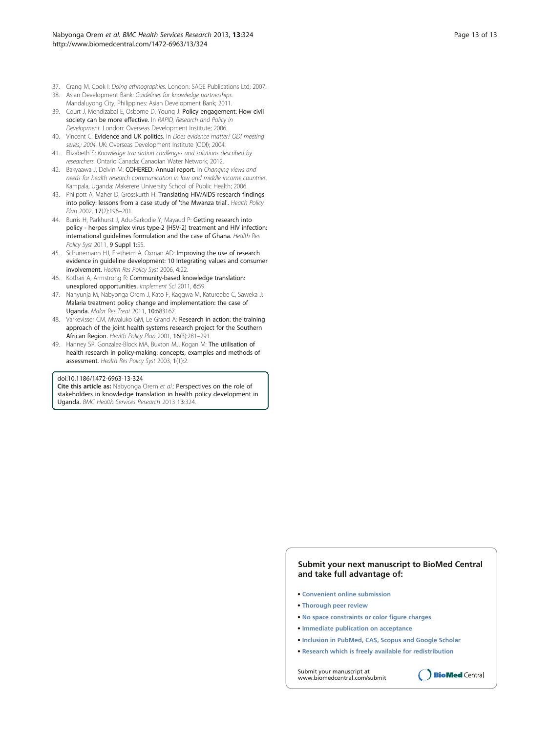37. Crang M, Cook I: *Doing ethnographies.* London: SAGE Publications Ltd; 2007.
38. Asian Development Bank: *Guidelines for knowledge partnerships.* Mandaluyong City, Philippines: Asian Development Bank; 2011.
39. Court J, Mendizabal E, Osborne D, Young J: **Policy engagement: How civil society can be more effective.** In *RAPID, Research and Policy in Development.* London: Overseas Development Institute; 2006.
40. Vincent C: **Evidence and UK politics.** In *Does evidence matter? ODI meeting series,: 2004.* UK: Overseas Development Institute (ODI); 2004.
41. Elizabeth S: *Knowledge translation challenges and solutions described by researchers.* Ontario Canada: Canadian Water Network; 2012.
42. Bakyaawa J, Delvin M: **COHERED: Annual report.** In *Changing views and needs for health research communication in low and middle income countries.* Kampala, Uganda: Makerere University School of Public Health; 2006.
43. Philpott A, Maher D, Grosskurth H: **Translating HIV/AIDS research findings into policy: lessons from a case study of 'the Mwanza trial'.** *Health Policy Plan* 2002, **17**(2):196–201.
44. Burris H, Parkhurst J, Adu-Sarkodie Y, Mayaud P: **Getting research into policy - herpes simplex virus type-2 (HSV-2) treatment and HIV infection: international guidelines formulation and the case of Ghana.** *Health Res Policy Syst* 2011, **9 Suppl 1:**S5.
45. Schunemann HJ, Fretheim A, Oxman AD: **Improving the use of research evidence in guideline development: 10 Integrating values and consumer involvement.** *Health Res Policy Syst* 2006, **4:**22.
46. Kothari A, Armstrong R: **Community-based knowledge translation: unexplored opportunities.** *Implement Sci* 2011, **6:**59.
47. Nanyunja M, Nabyonga Orem J, Kato F, Kaggwa M, Katureebe C, Saweka J: **Malaria treatment policy change and implementation: the case of Uganda.** *Malar Res Treat* 2011, **10:**683167.
48. Varkevisser CM, Mwaluko GM, Le Grand A: **Research in action: the training approach of the joint health systems research project for the Southern African Region.** *Health Policy Plan* 2001, **16**(3):281–291.
49. Hanney SR, Gonzalez-Block MA, Buxton MJ, Kogan M: **The utilisation of health research in policy-making: concepts, examples and methods of assessment.** *Health Res Policy Syst* 2003, **1**(1):2.

doi:10.1186/1472-6963-13-324
**Cite this article as:** Nabyonga Orem *et al.*: Perspectives on the role of stakeholders in knowledge translation in health policy development in Uganda. *BMC Health Services Research* 2013 **13**:324.

**Submit your next manuscript to BioMed Central and take full advantage of:**

- **Convenient online submission**
- **Thorough peer review**
- **No space constraints or color figure charges**
- **Immediate publication on acceptance**
- **Inclusion in PubMed, CAS, Scopus and Google Scholar**
- **Research which is freely available for redistribution**

Submit your manuscript at
www.biomedcentral.com/submit

BioMed Central